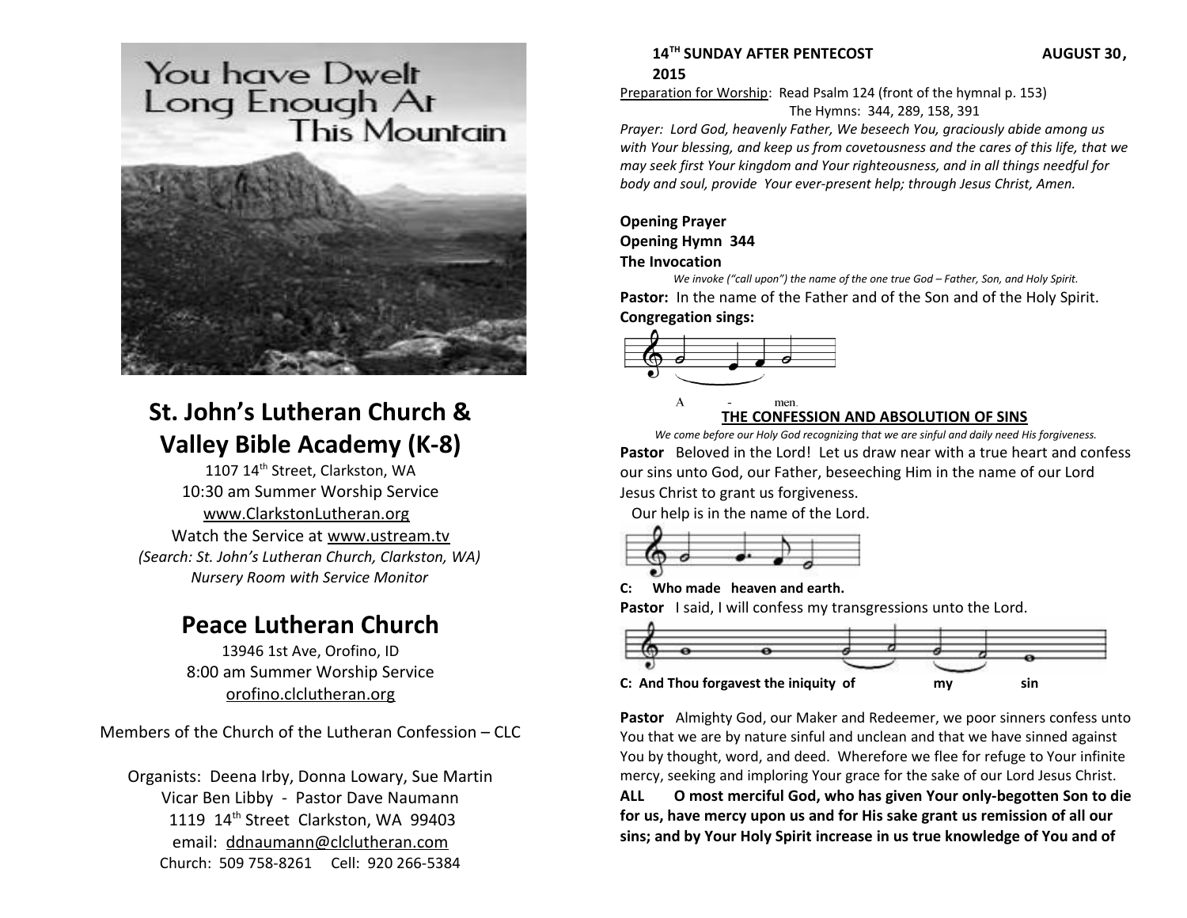You have Dwelt Long Enough At This Mountain

# St. John's Lutheran Church & Valley Bible Academy (K-8)

1107 14th Street, Clarkston, WA
10:30 am Summer Worship Service
www.ClarkstonLutheran.org
Watch the Service at www.ustream.tv
*(Search: St. John's Lutheran Church, Clarkston, WA)*
*Nursery Room with Service Monitor*

# Peace Lutheran Church

13946 1st Ave, Orofino, ID
8:00 am Summer Worship Service
orofino.clclutheran.org

Members of the Church of the Lutheran Confession – CLC

Organists: Deena Irby, Donna Lowary, Sue Martin
Vicar Ben Libby - Pastor Dave Naumann
1119 14th Street Clarkston, WA 99403
email: ddnaumann@clclutheran.com
Church: 509 758-8261 Cell: 920 266-5384

**14TH SUNDAY AFTER PENTECOST AUGUST 30, 2015**

Preparation for Worship: Read Psalm 124 (front of the hymnal p. 153)
The Hymns: 344, 289, 158, 391

*Prayer: Lord God, heavenly Father, We beseech You, graciously abide among us with Your blessing, and keep us from covetousness and the cares of this life, that we may seek first Your kingdom and Your righteousness, and in all things needful for body and soul, provide Your ever-present help; through Jesus Christ, Amen.*

**Opening Prayer**
**Opening Hymn 344**
**The Invocation**

*We invoke ("call upon") the name of the one true God – Father, Son, and Holy Spirit.*

**Pastor:** In the name of the Father and of the Son and of the Holy Spirit.
**Congregation sings:**

A - men.

## THE CONFESSION AND ABSOLUTION OF SINS

*We come before our Holy God recognizing that we are sinful and daily need His forgiveness.*

**Pastor** Beloved in the Lord! Let us draw near with a true heart and confess our sins unto God, our Father, beseeching Him in the name of our Lord Jesus Christ to grant us forgiveness.
Our help is in the name of the Lord.

**C: Who made heaven and earth.**

**Pastor** I said, I will confess my transgressions unto the Lord.

**C: And Thou forgavest the iniquity of my sin**

**Pastor** Almighty God, our Maker and Redeemer, we poor sinners confess unto You that we are by nature sinful and unclean and that we have sinned against You by thought, word, and deed. Wherefore we flee for refuge to Your infinite mercy, seeking and imploring Your grace for the sake of our Lord Jesus Christ.

**ALL O most merciful God, who has given Your only-begotten Son to die for us, have mercy upon us and for His sake grant us remission of all our sins; and by Your Holy Spirit increase in us true knowledge of You and of**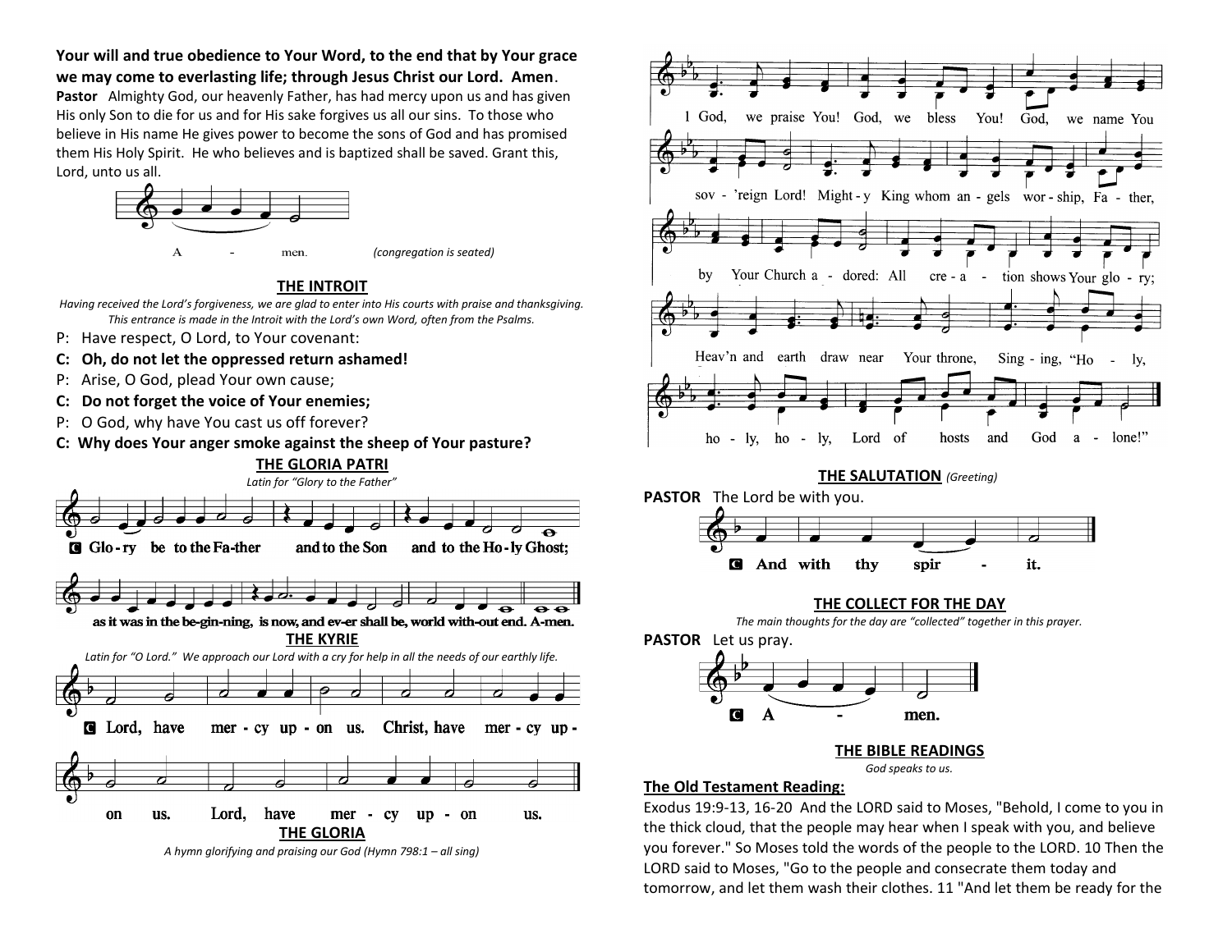**Your will and true obedience to Your Word, to the end that by Your grace we may come to everlasting life; through Jesus Christ our Lord. Amen**.

**Pastor** Almighty God, our heavenly Father, has had mercy upon us and has given His only Son to die for us and for His sake forgives us all our sins. To those who believe in His name He gives power to become the sons of God and has promised them His Holy Spirit. He who believes and is baptized shall be saved. Grant this, Lord, unto us all.

A - men. *(congregation is seated)*

**THE INTROIT**

*Having received the Lord's forgiveness, we are glad to enter into His courts with praise and thanksgiving. This entrance is made in the Introit with the Lord's own Word, often from the Psalms.*

P: Have respect, O Lord, to Your covenant:

**C: Oh, do not let the oppressed return ashamed!**

P: Arise, O God, plead Your own cause;

**C: Do not forget the voice of Your enemies;**

P: O God, why have You cast us off forever?

**C: Why does Your anger smoke against the sheep of Your pasture?**

**THE GLORIA PATRI**

*Latin for "Glory to the Father"*

C Glo - ry be to the Fa-ther and to the Son and to the Ho - ly Ghost; as it was in the be-gin-ning, is now, and ev-er shall be, world with-out end. A-men.

**THE KYRIE**

*Latin for "O Lord." We approach our Lord with a cry for help in all the needs of our earthly life.*

C Lord, have mer - cy up - on us. Christ, have mer - cy up - on us. Lord, have mer - cy up - on us.

**THE GLORIA**

*A hymn glorifying and praising our God (Hymn 798:1 – all sing)*

1 God, we praise You! God, we bless You! God, we name You sov - 'reign Lord! Might - y King whom an - gels wor - ship, Fa - ther, by Your Church a - dored: All cre - a - tion shows Your glo - ry; Heav'n and earth draw near Your throne, Sing - ing, "Ho - ly, ho - ly, ho - ly, Lord of hosts and God a - lone!"

**THE SALUTATION** *(Greeting)*

**PASTOR** The Lord be with you.

C And with thy spir - it.

**THE COLLECT FOR THE DAY**

*The main thoughts for the day are "collected" together in this prayer.*

**PASTOR** Let us pray.

C A - men.

**THE BIBLE READINGS**

*God speaks to us.*

**The Old Testament Reading:**

Exodus 19:9-13, 16-20 And the LORD said to Moses, "Behold, I come to you in the thick cloud, that the people may hear when I speak with you, and believe you forever." So Moses told the words of the people to the LORD. 10 Then the LORD said to Moses, "Go to the people and consecrate them today and tomorrow, and let them wash their clothes. 11 "And let them be ready for the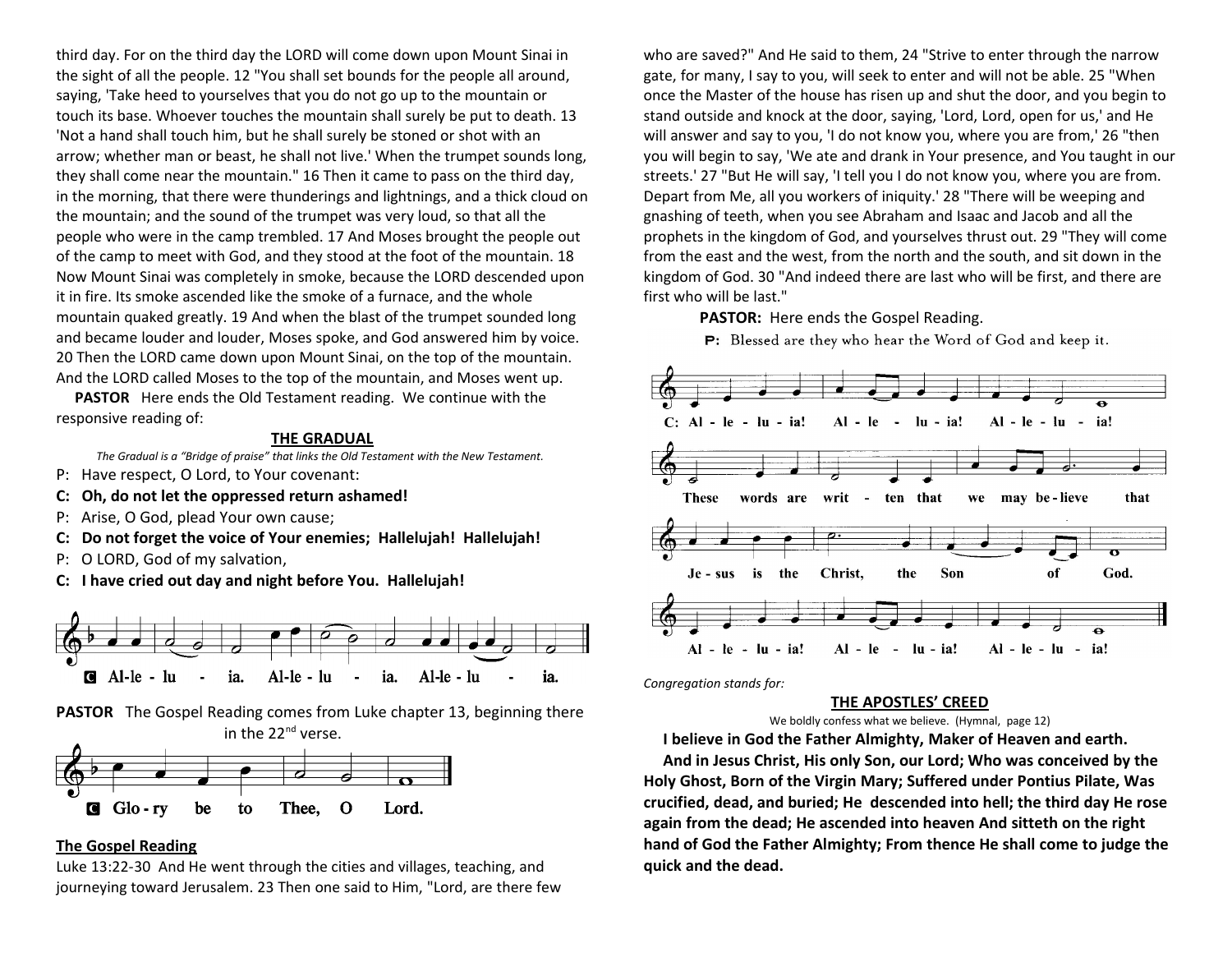third day. For on the third day the LORD will come down upon Mount Sinai in the sight of all the people. 12 "You shall set bounds for the people all around, saying, 'Take heed to yourselves that you do not go up to the mountain or touch its base. Whoever touches the mountain shall surely be put to death. 13 'Not a hand shall touch him, but he shall surely be stoned or shot with an arrow; whether man or beast, he shall not live.' When the trumpet sounds long, they shall come near the mountain." 16 Then it came to pass on the third day, in the morning, that there were thunderings and lightnings, and a thick cloud on the mountain; and the sound of the trumpet was very loud, so that all the people who were in the camp trembled. 17 And Moses brought the people out of the camp to meet with God, and they stood at the foot of the mountain. 18 Now Mount Sinai was completely in smoke, because the LORD descended upon it in fire. Its smoke ascended like the smoke of a furnace, and the whole mountain quaked greatly. 19 And when the blast of the trumpet sounded long and became louder and louder, Moses spoke, and God answered him by voice. 20 Then the LORD came down upon Mount Sinai, on the top of the mountain. And the LORD called Moses to the top of the mountain, and Moses went up.

**PASTOR** Here ends the Old Testament reading. We continue with the responsive reading of:

## THE GRADUAL

*The Gradual is a "Bridge of praise" that links the Old Testament with the New Testament.*

P: Have respect, O Lord, to Your covenant:

**C: Oh, do not let the oppressed return ashamed!**

P: Arise, O God, plead Your own cause;

**C: Do not forget the voice of Your enemies; Hallelujah! Hallelujah!**

P: O LORD, God of my salvation,

**C: I have cried out day and night before You. Hallelujah!**

C Al-le-lu-ia. Al-le-lu-ia. Al-le-lu-ia.

**PASTOR** The Gospel Reading comes from Luke chapter 13, beginning there in the 22nd verse.

C Glo-ry be to Thee, O Lord.

## The Gospel Reading

Luke 13:22-30 And He went through the cities and villages, teaching, and journeying toward Jerusalem. 23 Then one said to Him, "Lord, are there few who are saved?" And He said to them, 24 "Strive to enter through the narrow gate, for many, I say to you, will seek to enter and will not be able. 25 "When once the Master of the house has risen up and shut the door, and you begin to stand outside and knock at the door, saying, 'Lord, Lord, open for us,' and He will answer and say to you, 'I do not know you, where you are from,' 26 "then you will begin to say, 'We ate and drank in Your presence, and You taught in our streets.' 27 "But He will say, 'I tell you I do not know you, where you are from. Depart from Me, all you workers of iniquity.' 28 "There will be weeping and gnashing of teeth, when you see Abraham and Isaac and Jacob and all the prophets in the kingdom of God, and yourselves thrust out. 29 "They will come from the east and the west, from the north and the south, and sit down in the kingdom of God. 30 "And indeed there are last who will be first, and there are first who will be last."

**PASTOR:** Here ends the Gospel Reading.

P: Blessed are they who hear the Word of God and keep it.

C: Al-le-lu-ia! Al-le-lu-ia! Al-le-lu-ia!
These words are writ-ten that we may be-lieve that Je-sus is the Christ, the Son of God.
Al-le-lu-ia! Al-le-lu-ia! Al-le-lu-ia!

*Congregation stands for:*

## THE APOSTLES' CREED

We boldly confess what we believe. (Hymnal, page 12)

**I believe in God the Father Almighty, Maker of Heaven and earth.**

**And in Jesus Christ, His only Son, our Lord; Who was conceived by the Holy Ghost, Born of the Virgin Mary; Suffered under Pontius Pilate, Was crucified, dead, and buried; He descended into hell; the third day He rose again from the dead; He ascended into heaven And sitteth on the right hand of God the Father Almighty; From thence He shall come to judge the quick and the dead.**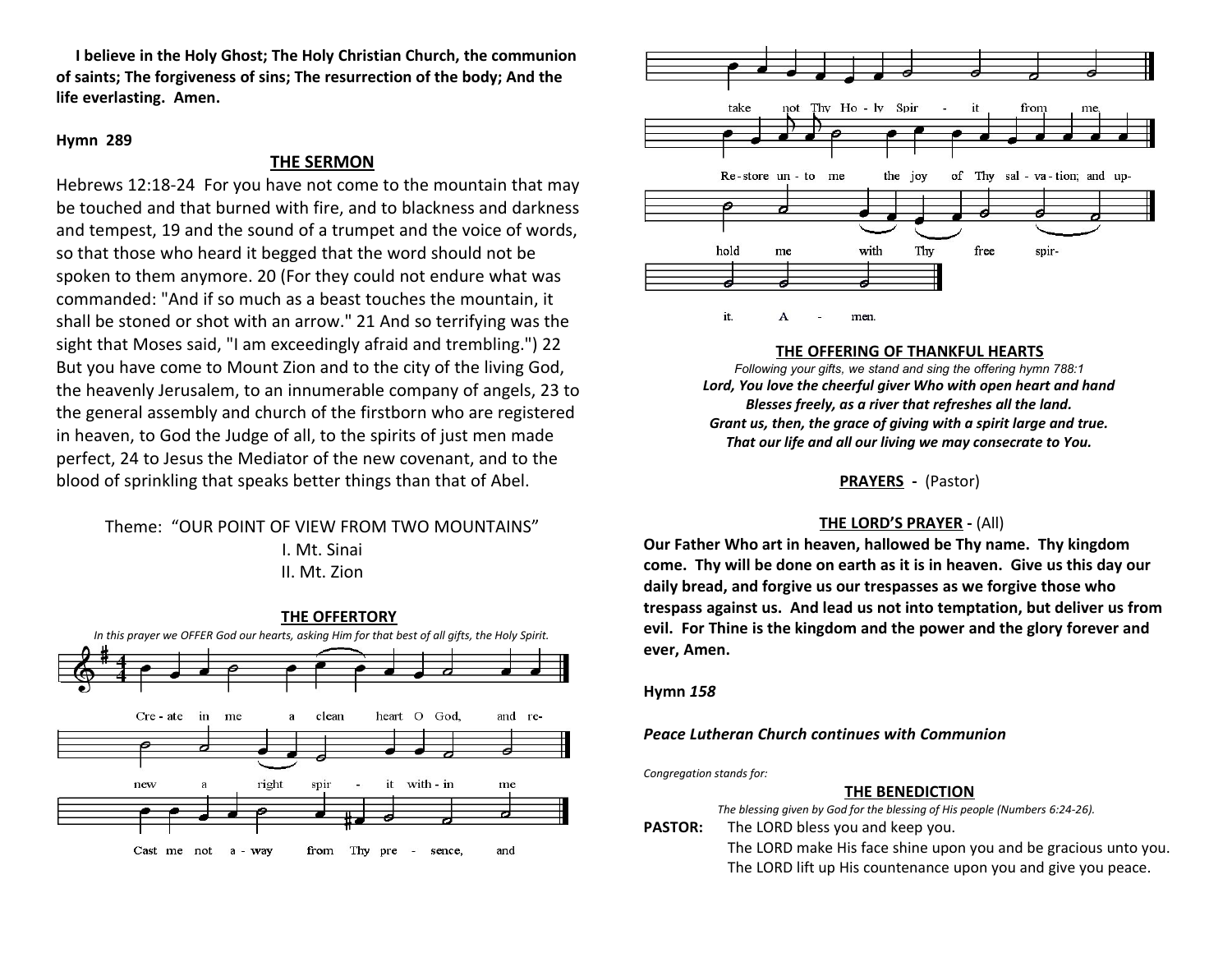**I believe in the Holy Ghost; The Holy Christian Church, the communion of saints; The forgiveness of sins; The resurrection of the body; And the life everlasting. Amen.**

**Hymn 289**

## THE SERMON

Hebrews 12:18-24 For you have not come to the mountain that may be touched and that burned with fire, and to blackness and darkness and tempest, 19 and the sound of a trumpet and the voice of words, so that those who heard it begged that the word should not be spoken to them anymore. 20 (For they could not endure what was commanded: "And if so much as a beast touches the mountain, it shall be stoned or shot with an arrow." 21 And so terrifying was the sight that Moses said, "I am exceedingly afraid and trembling.") 22 But you have come to Mount Zion and to the city of the living God, the heavenly Jerusalem, to an innumerable company of angels, 23 to the general assembly and church of the firstborn who are registered in heaven, to God the Judge of all, to the spirits of just men made perfect, 24 to Jesus the Mediator of the new covenant, and to the blood of sprinkling that speaks better things than that of Abel.

Theme: "OUR POINT OF VIEW FROM TWO MOUNTAINS"

I. Mt. Sinai

II. Mt. Zion

## THE OFFERTORY

*In this prayer we OFFER God our hearts, asking Him for that best of all gifts, the Holy Spirit.*

Cre - ate in me a clean heart O God, and re- new a right spir - it with - in me Cast me not a - way from Thy pre - sence, and take not Thy Ho - ly Spir - it from me. Re - store un - to me the joy of Thy sal - va - tion; and up- hold me with Thy free spir- it. A - men.

## THE OFFERING OF THANKFUL HEARTS

*Following your gifts, we stand and sing the offering hymn 788:1*

***Lord, You love the cheerful giver Who with open heart and hand***
***Blesses freely, as a river that refreshes all the land.***
***Grant us, then, the grace of giving with a spirit large and true.***
***That our life and all our living we may consecrate to You.***

**PRAYERS** - (Pastor)

**THE LORD'S PRAYER** - (All)

**Our Father Who art in heaven, hallowed be Thy name. Thy kingdom come. Thy will be done on earth as it is in heaven. Give us this day our daily bread, and forgive us our trespasses as we forgive those who trespass against us. And lead us not into temptation, but deliver us from evil. For Thine is the kingdom and the power and the glory forever and ever, Amen.**

**Hymn *158***

***Peace Lutheran Church continues with Communion***

*Congregation stands for:*

## THE BENEDICTION

*The blessing given by God for the blessing of His people (Numbers 6:24-26).*

**PASTOR:** The LORD bless you and keep you.
The LORD make His face shine upon you and be gracious unto you.
The LORD lift up His countenance upon you and give you peace.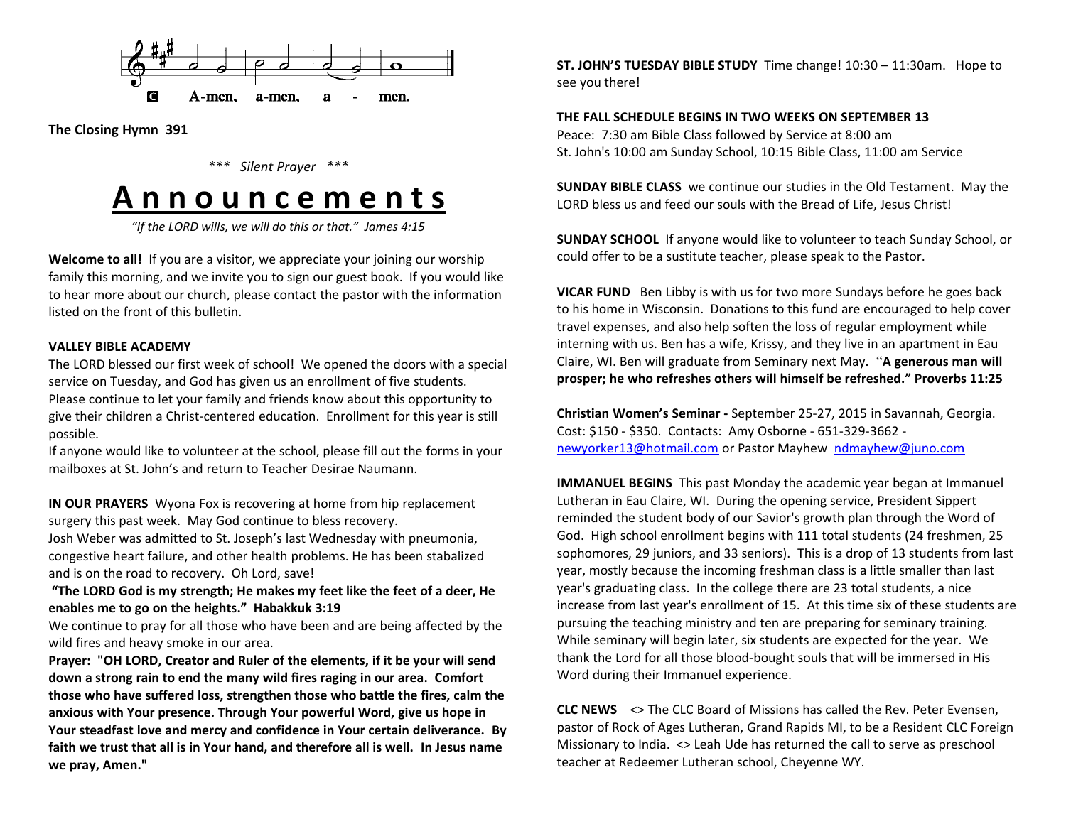C A-men, a-men, a - men.

**The Closing Hymn 391**

*\*\*\* Silent Prayer \*\*\**

# Announcements

*"If the LORD wills, we will do this or that." James 4:15*

**Welcome to all!** If you are a visitor, we appreciate your joining our worship family this morning, and we invite you to sign our guest book. If you would like to hear more about our church, please contact the pastor with the information listed on the front of this bulletin.

**VALLEY BIBLE ACADEMY**

The LORD blessed our first week of school! We opened the doors with a special service on Tuesday, and God has given us an enrollment of five students. Please continue to let your family and friends know about this opportunity to give their children a Christ-centered education. Enrollment for this year is still possible.

If anyone would like to volunteer at the school, please fill out the forms in your mailboxes at St. John's and return to Teacher Desirae Naumann.

**IN OUR PRAYERS** Wyona Fox is recovering at home from hip replacement surgery this past week. May God continue to bless recovery.

Josh Weber was admitted to St. Joseph's last Wednesday with pneumonia, congestive heart failure, and other health problems. He has been stabalized and is on the road to recovery. Oh Lord, save!

**"The LORD God is my strength; He makes my feet like the feet of a deer, He enables me to go on the heights." Habakkuk 3:19**

We continue to pray for all those who have been and are being affected by the wild fires and heavy smoke in our area.

**Prayer: "OH LORD, Creator and Ruler of the elements, if it be your will send down a strong rain to end the many wild fires raging in our area. Comfort those who have suffered loss, strengthen those who battle the fires, calm the anxious with Your presence. Through Your powerful Word, give us hope in Your steadfast love and mercy and confidence in Your certain deliverance. By faith we trust that all is in Your hand, and therefore all is well. In Jesus name we pray, Amen."**

**ST. JOHN'S TUESDAY BIBLE STUDY** Time change! 10:30 – 11:30am. Hope to see you there!

**THE FALL SCHEDULE BEGINS IN TWO WEEKS ON SEPTEMBER 13**

Peace: 7:30 am Bible Class followed by Service at 8:00 am

St. John's 10:00 am Sunday School, 10:15 Bible Class, 11:00 am Service

**SUNDAY BIBLE CLASS** we continue our studies in the Old Testament. May the LORD bless us and feed our souls with the Bread of Life, Jesus Christ!

**SUNDAY SCHOOL** If anyone would like to volunteer to teach Sunday School, or could offer to be a sustitute teacher, please speak to the Pastor.

**VICAR FUND** Ben Libby is with us for two more Sundays before he goes back to his home in Wisconsin. Donations to this fund are encouraged to help cover travel expenses, and also help soften the loss of regular employment while interning with us. Ben has a wife, Krissy, and they live in an apartment in Eau Claire, WI. Ben will graduate from Seminary next May. "**A generous man will prosper; he who refreshes others will himself be refreshed." Proverbs 11:25**

**Christian Women's Seminar -** September 25-27, 2015 in Savannah, Georgia. Cost: $150 - $350. Contacts: Amy Osborne - 651-329-3662 - newyorker13@hotmail.com or Pastor Mayhew ndmayhew@juno.com

**IMMANUEL BEGINS** This past Monday the academic year began at Immanuel Lutheran in Eau Claire, WI. During the opening service, President Sippert reminded the student body of our Savior's growth plan through the Word of God. High school enrollment begins with 111 total students (24 freshmen, 25 sophomores, 29 juniors, and 33 seniors). This is a drop of 13 students from last year, mostly because the incoming freshman class is a little smaller than last year's graduating class. In the college there are 23 total students, a nice increase from last year's enrollment of 15. At this time six of these students are pursuing the teaching ministry and ten are preparing for seminary training. While seminary will begin later, six students are expected for the year. We thank the Lord for all those blood-bought souls that will be immersed in His Word during their Immanuel experience.

**CLC NEWS** <> The CLC Board of Missions has called the Rev. Peter Evensen, pastor of Rock of Ages Lutheran, Grand Rapids MI, to be a Resident CLC Foreign Missionary to India. <> Leah Ude has returned the call to serve as preschool teacher at Redeemer Lutheran school, Cheyenne WY.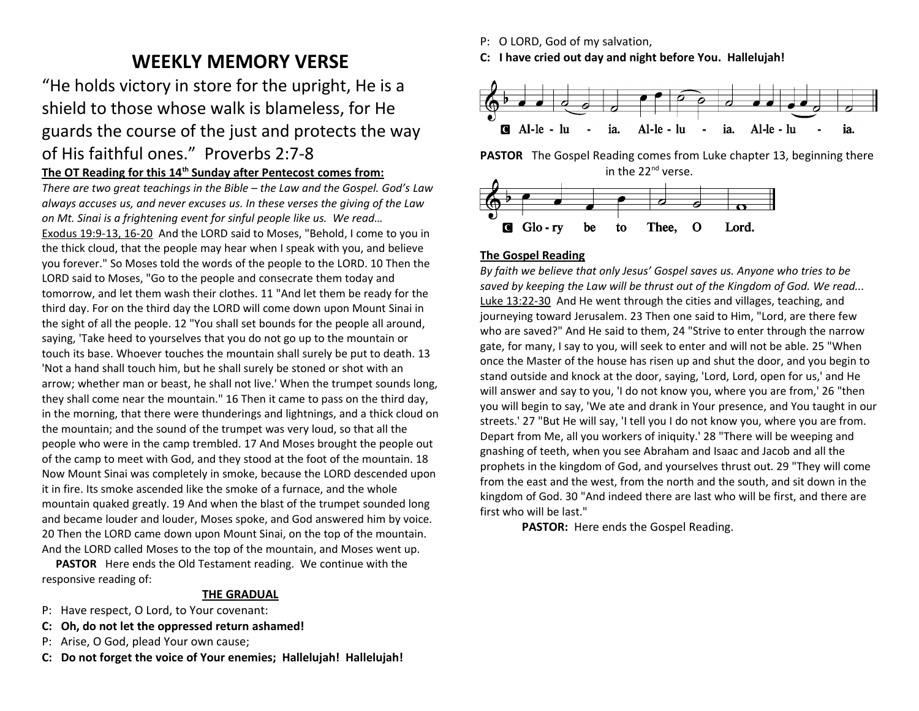# WEEKLY MEMORY VERSE

"He holds victory in store for the upright, He is a shield to those whose walk is blameless, for He guards the course of the just and protects the way of His faithful ones." Proverbs 2:7-8

**The OT Reading for this 14th Sunday after Pentecost comes from:**

*There are two great teachings in the Bible – the Law and the Gospel. God's Law always accuses us, and never excuses us. In these verses the giving of the Law on Mt. Sinai is a frightening event for sinful people like us. We read…*

Exodus 19:9-13, 16-20 And the LORD said to Moses, "Behold, I come to you in the thick cloud, that the people may hear when I speak with you, and believe you forever." So Moses told the words of the people to the LORD. 10 Then the LORD said to Moses, "Go to the people and consecrate them today and tomorrow, and let them wash their clothes. 11 "And let them be ready for the third day. For on the third day the LORD will come down upon Mount Sinai in the sight of all the people. 12 "You shall set bounds for the people all around, saying, 'Take heed to yourselves that you do not go up to the mountain or touch its base. Whoever touches the mountain shall surely be put to death. 13 'Not a hand shall touch him, but he shall surely be stoned or shot with an arrow; whether man or beast, he shall not live.' When the trumpet sounds long, they shall come near the mountain." 16 Then it came to pass on the third day, in the morning, that there were thunderings and lightnings, and a thick cloud on the mountain; and the sound of the trumpet was very loud, so that all the people who were in the camp trembled. 17 And Moses brought the people out of the camp to meet with God, and they stood at the foot of the mountain. 18 Now Mount Sinai was completely in smoke, because the LORD descended upon it in fire. Its smoke ascended like the smoke of a furnace, and the whole mountain quaked greatly. 19 And when the blast of the trumpet sounded long and became louder and louder, Moses spoke, and God answered him by voice. 20 Then the LORD came down upon Mount Sinai, on the top of the mountain. And the LORD called Moses to the top of the mountain, and Moses went up.

**PASTOR** Here ends the Old Testament reading. We continue with the responsive reading of:

**THE GRADUAL**

P: Have respect, O Lord, to Your covenant:

**C: Oh, do not let the oppressed return ashamed!**

P: Arise, O God, plead Your own cause;

**C: Do not forget the voice of Your enemies; Hallelujah! Hallelujah!**

P: O LORD, God of my salvation,

**C: I have cried out day and night before You. Hallelujah!**

C Al-le-lu-ia. Al-le-lu-ia. Al-le-lu-ia.

**PASTOR** The Gospel Reading comes from Luke chapter 13, beginning there in the 22nd verse.

C Glo-ry be to Thee, O Lord.

**The Gospel Reading**

*By faith we believe that only Jesus' Gospel saves us. Anyone who tries to be saved by keeping the Law will be thrust out of the Kingdom of God. We read...*

Luke 13:22-30 And He went through the cities and villages, teaching, and journeying toward Jerusalem. 23 Then one said to Him, "Lord, are there few who are saved?" And He said to them, 24 "Strive to enter through the narrow gate, for many, I say to you, will seek to enter and will not be able. 25 "When once the Master of the house has risen up and shut the door, and you begin to stand outside and knock at the door, saying, 'Lord, Lord, open for us,' and He will answer and say to you, 'I do not know you, where you are from,' 26 "then you will begin to say, 'We ate and drank in Your presence, and You taught in our streets.' 27 "But He will say, 'I tell you I do not know you, where you are from. Depart from Me, all you workers of iniquity.' 28 "There will be weeping and gnashing of teeth, when you see Abraham and Isaac and Jacob and all the prophets in the kingdom of God, and yourselves thrust out. 29 "They will come from the east and the west, from the north and the south, and sit down in the kingdom of God. 30 "And indeed there are last who will be first, and there are first who will be last."

**PASTOR:** Here ends the Gospel Reading.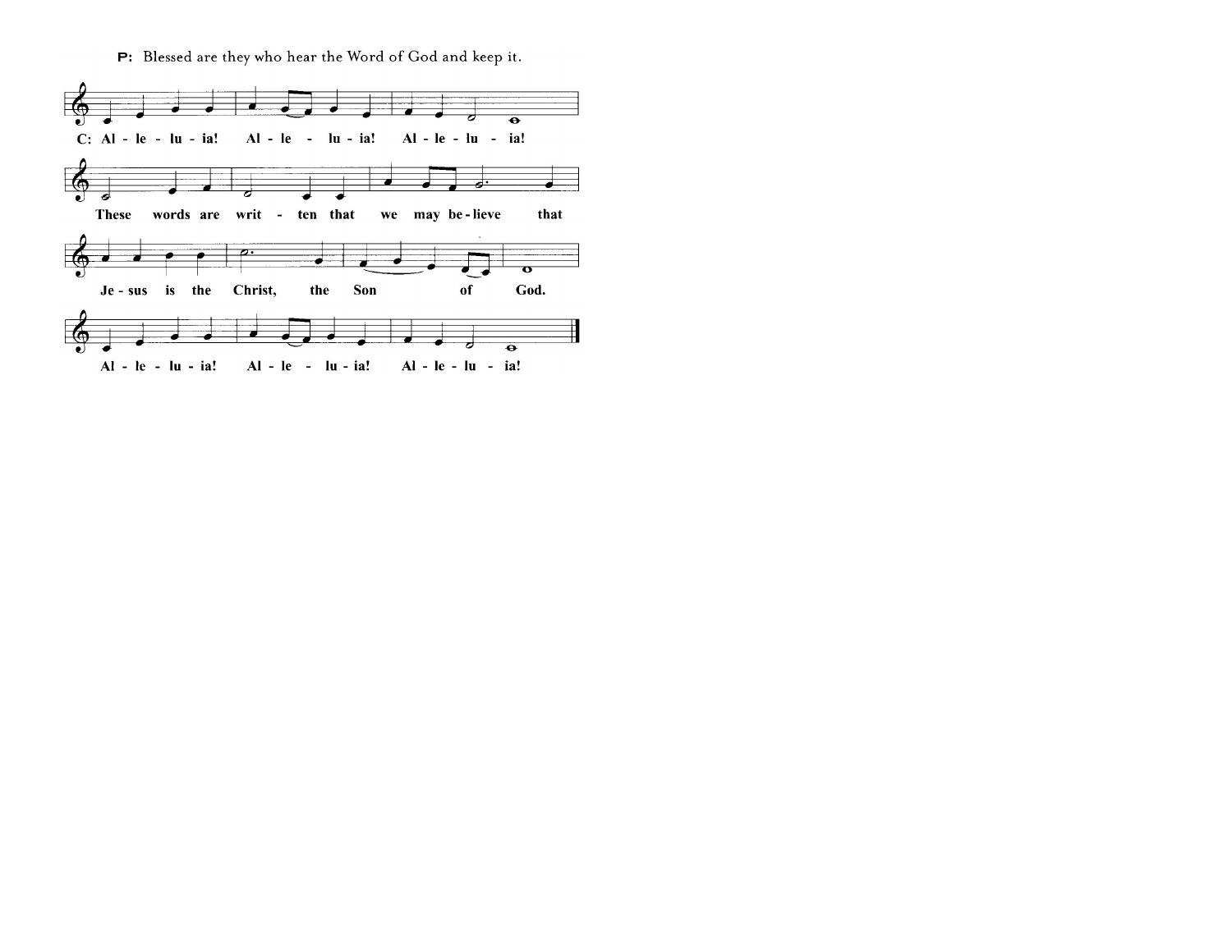**P:** Blessed are they who hear the Word of God and keep it.

**C:** Al - le - lu - ia! Al - le - lu - ia! Al - le - lu - ia!

These words are writ - ten that we may be - lieve that

Je - sus is the Christ, the Son of God.

Al - le - lu - ia! Al - le - lu - ia! Al - le - lu - ia!